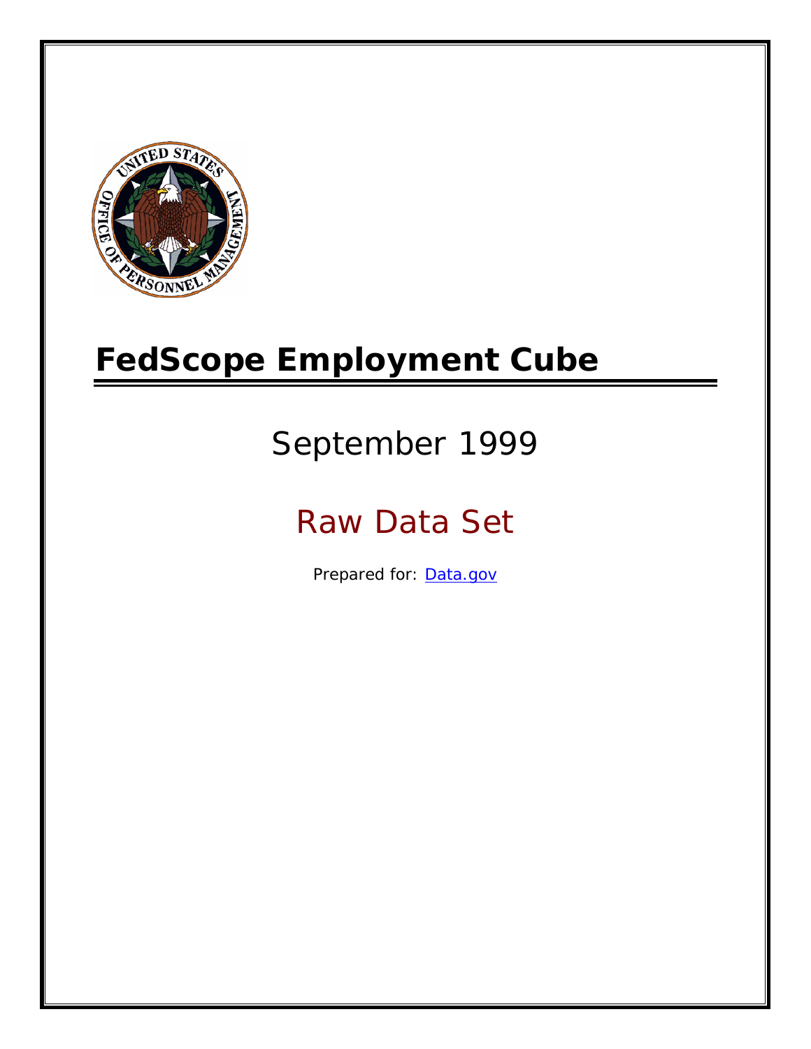# FedScope Employment Cube

## September 1999

## Raw Data Set

Prepared for: [Data.gov](Data.gov)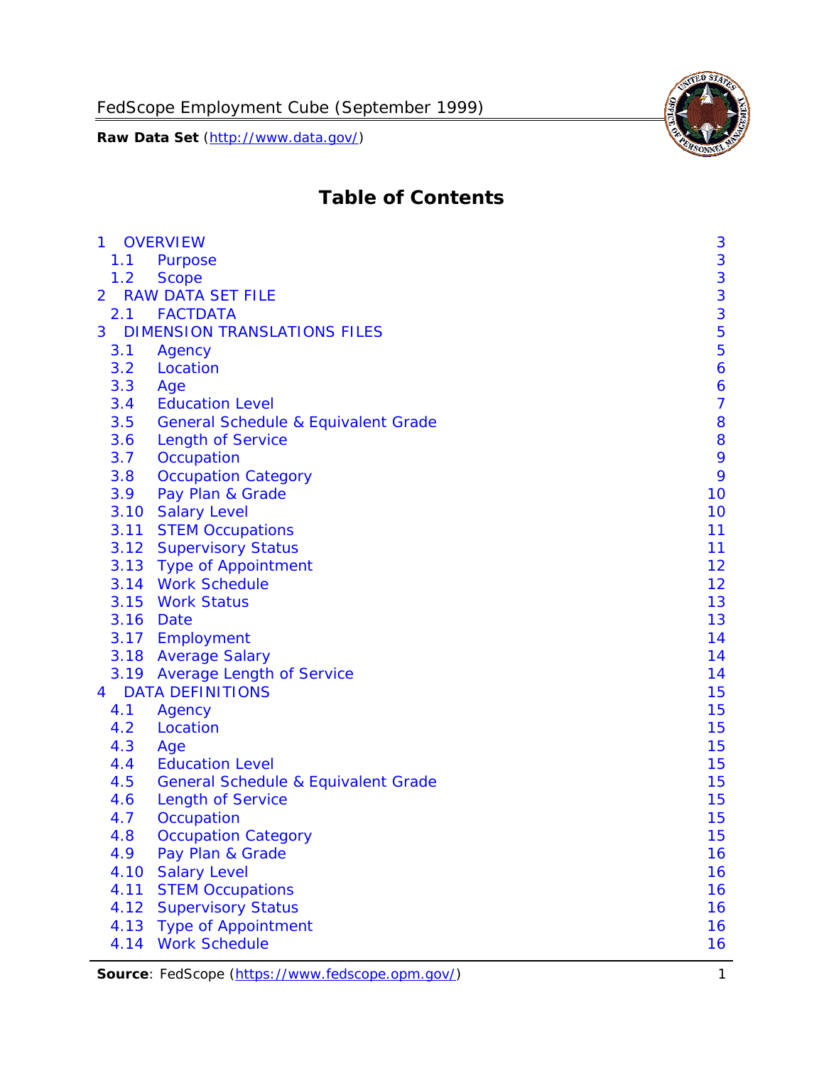# Table of Contents

| | | |
|---|---|---|
| 1 | OVERVIEW | 3 |
| 1.1 | Purpose | 3 |
| 1.2 | Scope | 3 |
| 2 | RAW DATA SET FILE | 3 |
| 2.1 | FACTDATA | 3 |
| 3 | DIMENSION TRANSLATIONS FILES | 5 |
| 3.1 | Agency | 5 |
| 3.2 | Location | 6 |
| 3.3 | Age | 6 |
| 3.4 | Education Level | 7 |
| 3.5 | General Schedule & Equivalent Grade | 8 |
| 3.6 | Length of Service | 8 |
| 3.7 | Occupation | 9 |
| 3.8 | Occupation Category | 9 |
| 3.9 | Pay Plan & Grade | 10 |
| 3.10 | Salary Level | 10 |
| 3.11 | STEM Occupations | 11 |
| 3.12 | Supervisory Status | 11 |
| 3.13 | Type of Appointment | 12 |
| 3.14 | Work Schedule | 12 |
| 3.15 | Work Status | 13 |
| 3.16 | Date | 13 |
| 3.17 | Employment | 14 |
| 3.18 | Average Salary | 14 |
| 3.19 | Average Length of Service | 14 |
| 4 | DATA DEFINITIONS | 15 |
| 4.1 | Agency | 15 |
| 4.2 | Location | 15 |
| 4.3 | Age | 15 |
| 4.4 | Education Level | 15 |
| 4.5 | General Schedule & Equivalent Grade | 15 |
| 4.6 | Length of Service | 15 |
| 4.7 | Occupation | 15 |
| 4.8 | Occupation Category | 15 |
| 4.9 | Pay Plan & Grade | 16 |
| 4.10 | Salary Level | 16 |
| 4.11 | STEM Occupations | 16 |
| 4.12 | Supervisory Status | 16 |
| 4.13 | Type of Appointment | 16 |
| 4.14 | Work Schedule | 16 |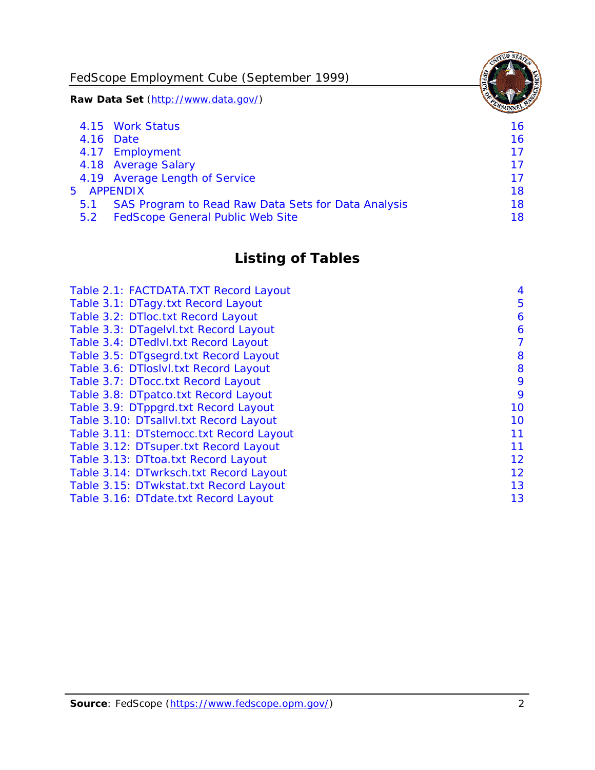4.15 Work Status 16
4.16 Date 16
4.17 Employment 17
4.18 Average Salary 17
4.19 Average Length of Service 17
5 APPENDIX 18
5.1 SAS Program to Read Raw Data Sets for Data Analysis 18
5.2 FedScope General Public Web Site 18

## Listing of Tables

Table 2.1: FACTDATA.TXT Record Layout 4
Table 3.1: DTagy.txt Record Layout 5
Table 3.2: DTloc.txt Record Layout 6
Table 3.3: DTagelvl.txt Record Layout 6
Table 3.4: DTedlvl.txt Record Layout 7
Table 3.5: DTgsegrd.txt Record Layout 8
Table 3.6: DTloslvl.txt Record Layout 8
Table 3.7: DTocc.txt Record Layout 9
Table 3.8: DTpatco.txt Record Layout 9
Table 3.9: DTppgrd.txt Record Layout 10
Table 3.10: DTsallvl.txt Record Layout 10
Table 3.11: DTstemocc.txt Record Layout 11
Table 3.12: DTsuper.txt Record Layout 11
Table 3.13: DTtoa.txt Record Layout 12
Table 3.14: DTwrksch.txt Record Layout 12
Table 3.15: DTwkstat.txt Record Layout 13
Table 3.16: DTdate.txt Record Layout 13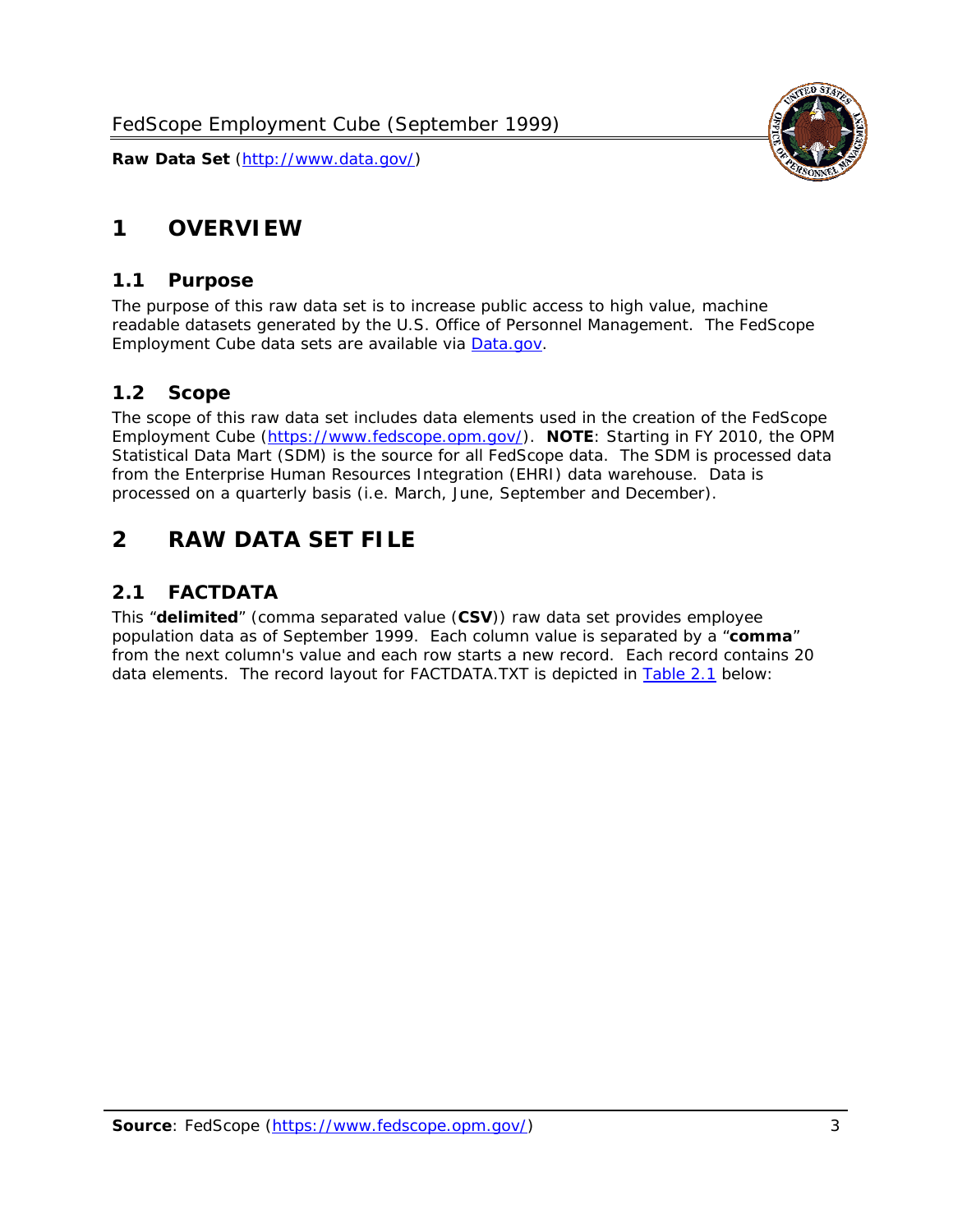# 1 OVERVIEW

## 1.1 Purpose

The purpose of this raw data set is to increase public access to high value, machine readable datasets generated by the U.S. Office of Personnel Management. The FedScope Employment Cube data sets are available via [Data.gov](http://www.data.gov/).

## 1.2 Scope

The scope of this raw data set includes data elements used in the creation of the FedScope Employment Cube ([https://www.fedscope.opm.gov/](https://www.fedscope.opm.gov/)). **NOTE**: Starting in FY 2010, the OPM Statistical Data Mart (SDM) is the source for all FedScope data. The SDM is processed data from the Enterprise Human Resources Integration (EHRI) data warehouse. Data is processed on a quarterly basis (i.e. March, June, September and December).

# 2 RAW DATA SET FILE

## 2.1 FACTDATA

This "**delimited**" (comma separated value (**CSV**)) raw data set provides employee population data as of September 1999. Each column value is separated by a "**comma**" from the next column's value and each row starts a new record. Each record contains 20 data elements. The record layout for FACTDATA.TXT is depicted in Table 2.1 below: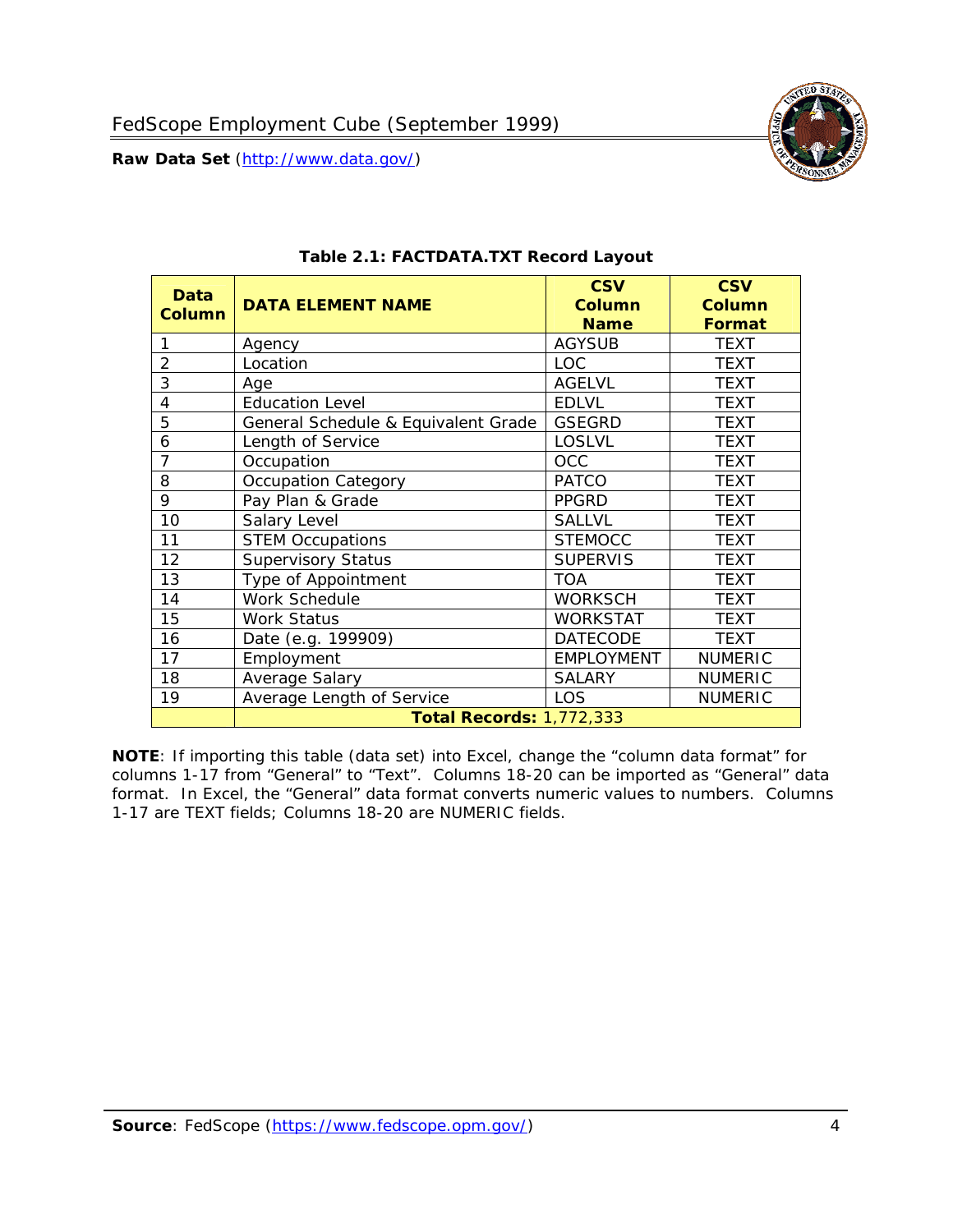### Table 2.1: FACTDATA.TXT Record Layout

| Data Column | DATA ELEMENT NAME | CSV Column Name | CSV Column Format |
|---|---|---|---|
| 1 | Agency | AGYSUB | TEXT |
| 2 | Location | LOC | TEXT |
| 3 | Age | AGELVL | TEXT |
| 4 | Education Level | EDLVL | TEXT |
| 5 | General Schedule & Equivalent Grade | GSEGRD | TEXT |
| 6 | Length of Service | LOSLVL | TEXT |
| 7 | Occupation | OCC | TEXT |
| 8 | Occupation Category | PATCO | TEXT |
| 9 | Pay Plan & Grade | PPGRD | TEXT |
| 10 | Salary Level | SALLVL | TEXT |
| 11 | STEM Occupations | STEMOCC | TEXT |
| 12 | Supervisory Status | SUPERVIS | TEXT |
| 13 | Type of Appointment | TOA | TEXT |
| 14 | Work Schedule | WORKSCH | TEXT |
| 15 | Work Status | WORKSTAT | TEXT |
| 16 | Date (e.g. 199909) | DATECODE | TEXT |
| 17 | Employment | EMPLOYMENT | NUMERIC |
| 18 | Average Salary | SALARY | NUMERIC |
| 19 | Average Length of Service | LOS | NUMERIC |
| | **Total Records:** 1,772,333 | | |

**NOTE**: If importing this table (data set) into Excel, change the "column data format" for columns 1-17 from "General" to "Text". Columns 18-20 can be imported as "General" data format. In Excel, the "General" data format converts numeric values to numbers. Columns 1-17 are TEXT fields; Columns 18-20 are NUMERIC fields.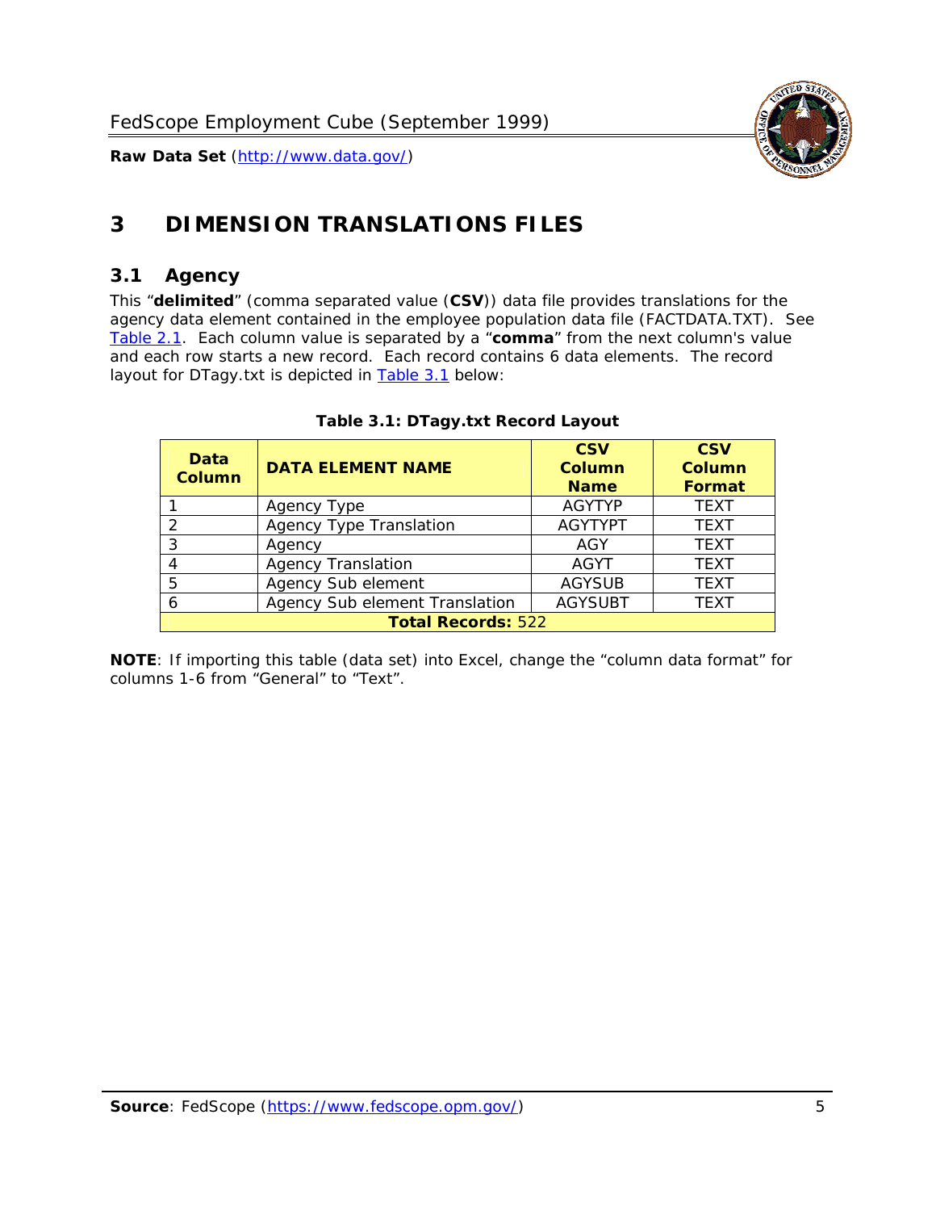# 3 DIMENSION TRANSLATIONS FILES

## 3.1 Agency

This "**delimited**" (comma separated value (**CSV**)) data file provides translations for the agency data element contained in the employee population data file (FACTDATA.TXT). See Table 2.1. Each column value is separated by a "**comma**" from the next column's value and each row starts a new record. Each record contains 6 data elements. The record layout for DTagy.txt is depicted in Table 3.1 below:

**Table 3.1: DTagy.txt Record Layout**

| Data Column | DATA ELEMENT NAME | CSV Column Name | CSV Column Format |
|---|---|---|---|
| 1 | Agency Type | AGYTYP | TEXT |
| 2 | Agency Type Translation | AGYTYPT | TEXT |
| 3 | Agency | AGY | TEXT |
| 4 | Agency Translation | AGYT | TEXT |
| 5 | Agency Sub element | AGYSUB | TEXT |
| 6 | Agency Sub element Translation | AGYSUBT | TEXT |
| **Total Records:** 522 | | | |

**NOTE**: If importing this table (data set) into Excel, change the "column data format" for columns 1-6 from "General" to "Text".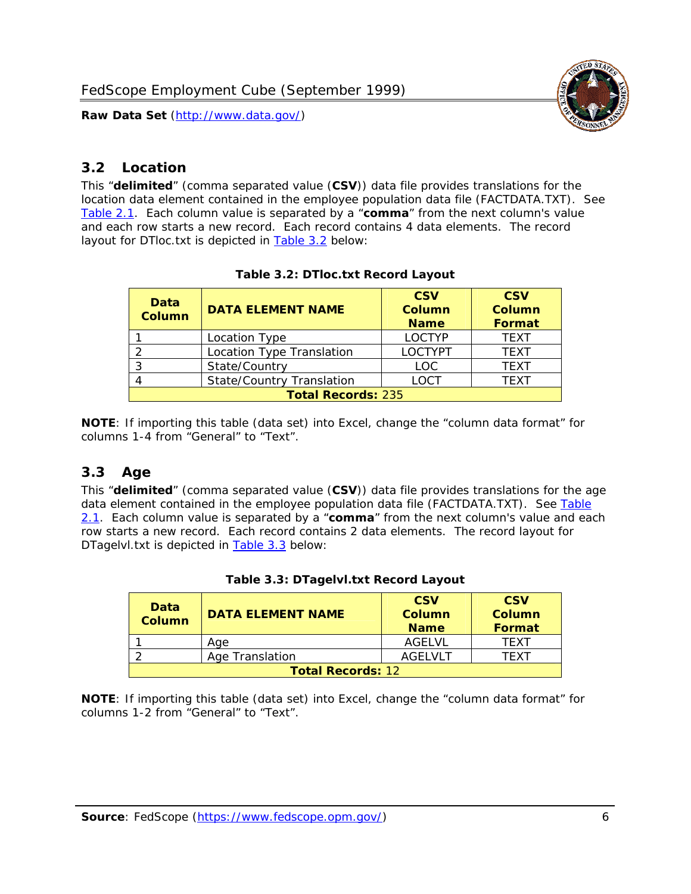## 3.2 Location

This "**delimited**" (comma separated value (**CSV**)) data file provides translations for the location data element contained in the employee population data file (FACTDATA.TXT). See Table 2.1. Each column value is separated by a "**comma**" from the next column's value and each row starts a new record. Each record contains 4 data elements. The record layout for DTloc.txt is depicted in Table 3.2 below:

**Table 3.2: DTloc.txt Record Layout**

| Data Column | DATA ELEMENT NAME | CSV Column Name | CSV Column Format |
|---|---|---|---|
| 1 | Location Type | LOCTYP | TEXT |
| 2 | Location Type Translation | LOCTYPT | TEXT |
| 3 | State/Country | LOC | TEXT |
| 4 | State/Country Translation | LOCT | TEXT |
| **Total Records:** 235 | | | |

**NOTE**: If importing this table (data set) into Excel, change the "column data format" for columns 1-4 from "General" to "Text".

## 3.3 Age

This "**delimited**" (comma separated value (**CSV**)) data file provides translations for the age data element contained in the employee population data file (FACTDATA.TXT). See Table 2.1. Each column value is separated by a "**comma**" from the next column's value and each row starts a new record. Each record contains 2 data elements. The record layout for DTagelvl.txt is depicted in Table 3.3 below:

**Table 3.3: DTagelvl.txt Record Layout**

| Data Column | DATA ELEMENT NAME | CSV Column Name | CSV Column Format |
|---|---|---|---|
| 1 | Age | AGELVL | TEXT |
| 2 | Age Translation | AGELVLT | TEXT |
| **Total Records:** 12 | | | |

**NOTE**: If importing this table (data set) into Excel, change the "column data format" for columns 1-2 from "General" to "Text".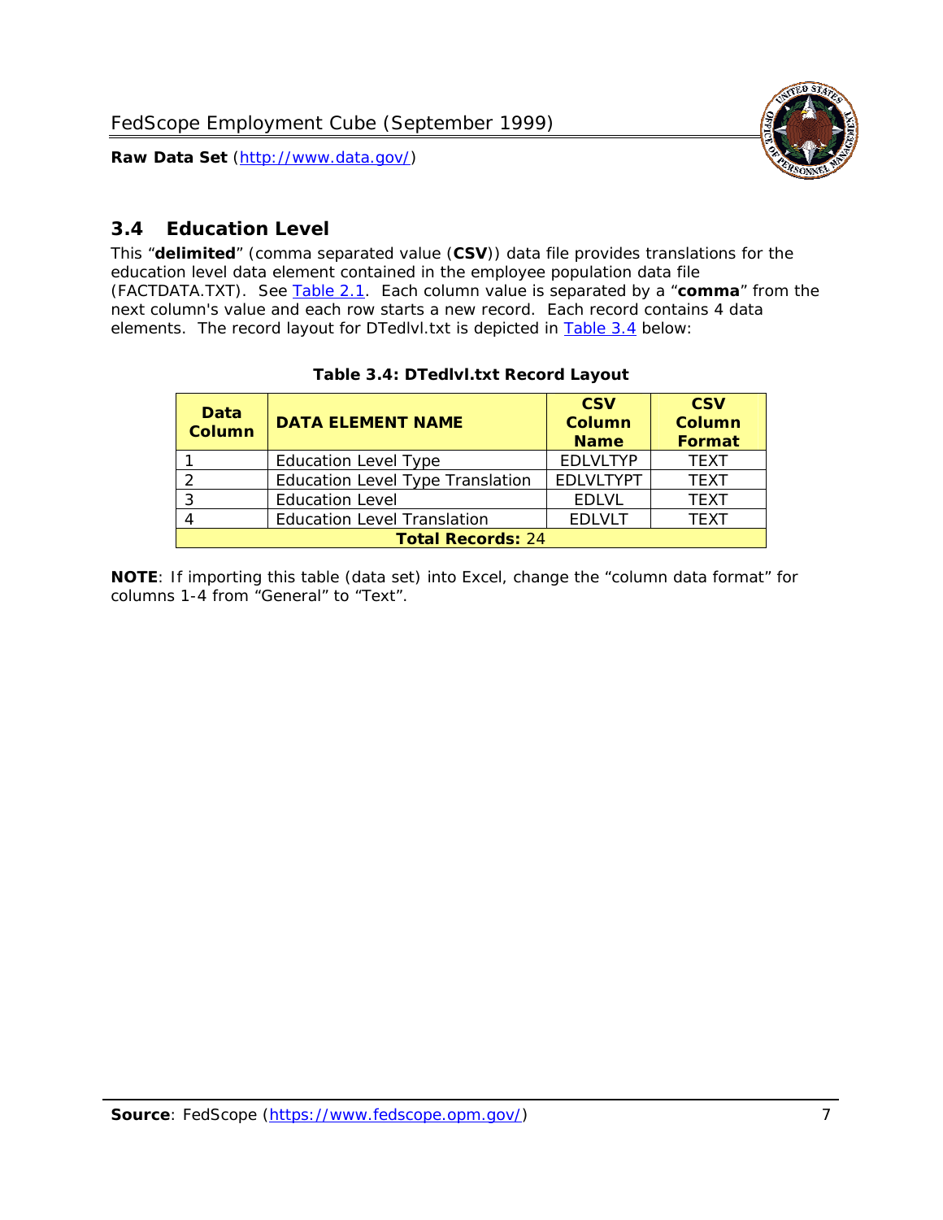## 3.4 Education Level

This “**delimited**” (comma separated value (**CSV**)) data file provides translations for the education level data element contained in the employee population data file (FACTDATA.TXT). See [Table 2.1](#). Each column value is separated by a “**comma**” from the next column's value and each row starts a new record. Each record contains 4 data elements. The record layout for DTedlvl.txt is depicted in [Table 3.4](#) below:

**Table 3.4: DTedlvl.txt Record Layout**

| Data Column | DATA ELEMENT NAME | CSV Column Name | CSV Column Format |
|---|---|---|---|
| 1 | Education Level Type | EDLVLTYP | TEXT |
| 2 | Education Level Type Translation | EDLVLTYPT | TEXT |
| 3 | Education Level | EDLVL | TEXT |
| 4 | Education Level Translation | EDLVLT | TEXT |
| **Total Records:** 24 | | | |

**NOTE**: If importing this table (data set) into Excel, change the “column data format” for columns 1-4 from “General” to “Text”.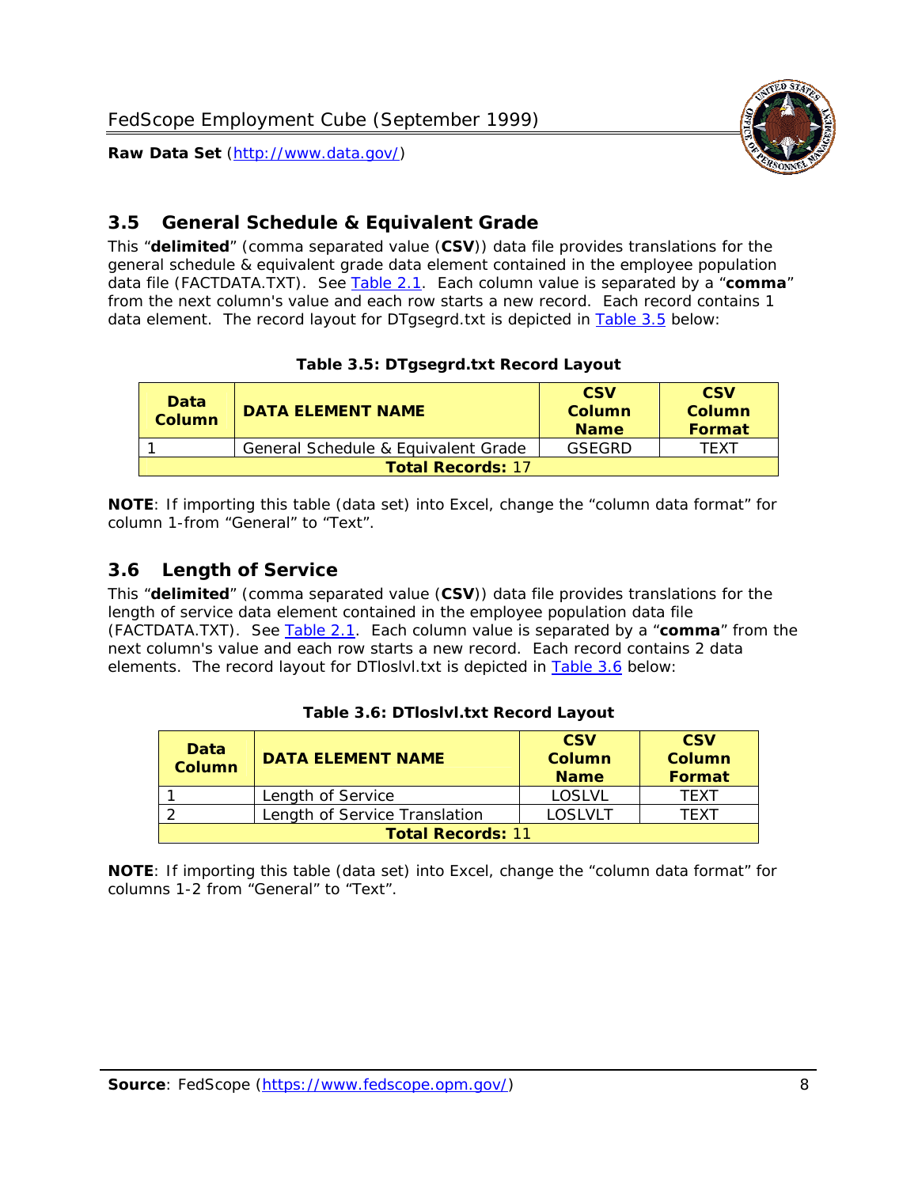## 3.5 General Schedule & Equivalent Grade

This "**delimited**" (comma separated value (**CSV**)) data file provides translations for the general schedule & equivalent grade data element contained in the employee population data file (FACTDATA.TXT). See Table 2.1. Each column value is separated by a "**comma**" from the next column's value and each row starts a new record. Each record contains 1 data element. The record layout for DTgsegrd.txt is depicted in Table 3.5 below:

**Table 3.5: DTgsegrd.txt Record Layout**

| Data Column | DATA ELEMENT NAME | CSV Column Name | CSV Column Format |
|---|---|---|---|
| 1 | General Schedule & Equivalent Grade | GSEGRD | TEXT |
| **Total Records:** 17 | | | |

**NOTE**: If importing this table (data set) into Excel, change the "column data format" for column 1-from "General" to "Text".

## 3.6 Length of Service

This "**delimited**" (comma separated value (**CSV**)) data file provides translations for the length of service data element contained in the employee population data file (FACTDATA.TXT). See Table 2.1. Each column value is separated by a "**comma**" from the next column's value and each row starts a new record. Each record contains 2 data elements. The record layout for DTloslvl.txt is depicted in Table 3.6 below:

**Table 3.6: DTloslvl.txt Record Layout**

| Data Column | DATA ELEMENT NAME | CSV Column Name | CSV Column Format |
|---|---|---|---|
| 1 | Length of Service | LOSLVL | TEXT |
| 2 | Length of Service Translation | LOSLVLT | TEXT |
| **Total Records:** 11 | | | |

**NOTE**: If importing this table (data set) into Excel, change the "column data format" for columns 1-2 from "General" to "Text".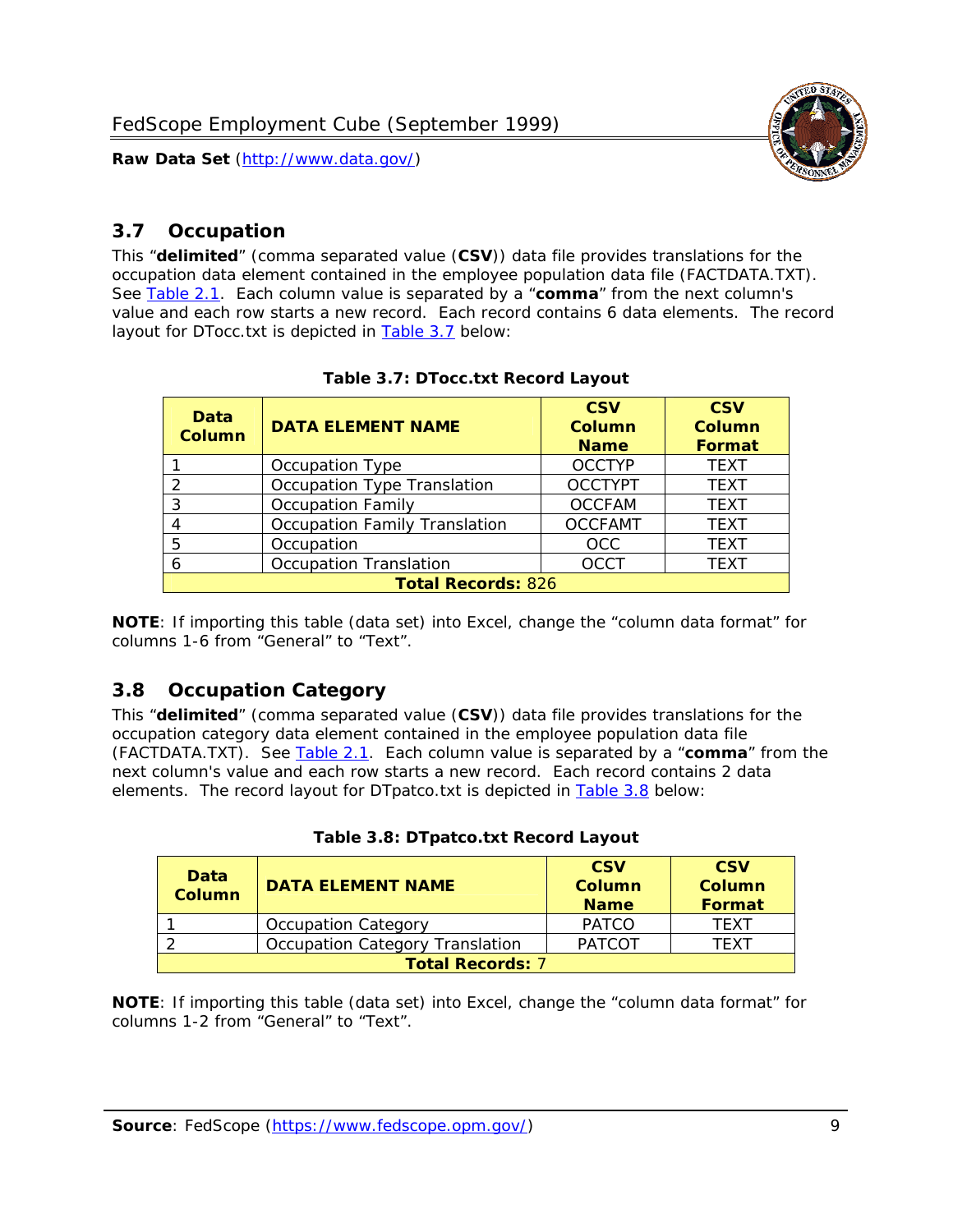## 3.7 Occupation

This "**delimited**" (comma separated value (**CSV**)) data file provides translations for the occupation data element contained in the employee population data file (FACTDATA.TXT). See Table 2.1. Each column value is separated by a "**comma**" from the next column's value and each row starts a new record. Each record contains 6 data elements. The record layout for DTocc.txt is depicted in Table 3.7 below:

**Table 3.7: DTocc.txt Record Layout**

| Data Column | DATA ELEMENT NAME | CSV Column Name | CSV Column Format |
|---|---|---|---|
| 1 | Occupation Type | OCCTYP | TEXT |
| 2 | Occupation Type Translation | OCCTYPT | TEXT |
| 3 | Occupation Family | OCCFAM | TEXT |
| 4 | Occupation Family Translation | OCCFAMT | TEXT |
| 5 | Occupation | OCC | TEXT |
| 6 | Occupation Translation | OCCT | TEXT |
| **Total Records:** 826 | | | |

**NOTE**: If importing this table (data set) into Excel, change the "column data format" for columns 1-6 from "General" to "Text".

## 3.8 Occupation Category

This "**delimited**" (comma separated value (**CSV**)) data file provides translations for the occupation category data element contained in the employee population data file (FACTDATA.TXT). See Table 2.1. Each column value is separated by a "**comma**" from the next column's value and each row starts a new record. Each record contains 2 data elements. The record layout for DTpatco.txt is depicted in Table 3.8 below:

**Table 3.8: DTpatco.txt Record Layout**

| Data Column | DATA ELEMENT NAME | CSV Column Name | CSV Column Format |
|---|---|---|---|
| 1 | Occupation Category | PATCO | TEXT |
| 2 | Occupation Category Translation | PATCOT | TEXT |
| **Total Records:** 7 | | | |

**NOTE**: If importing this table (data set) into Excel, change the "column data format" for columns 1-2 from "General" to "Text".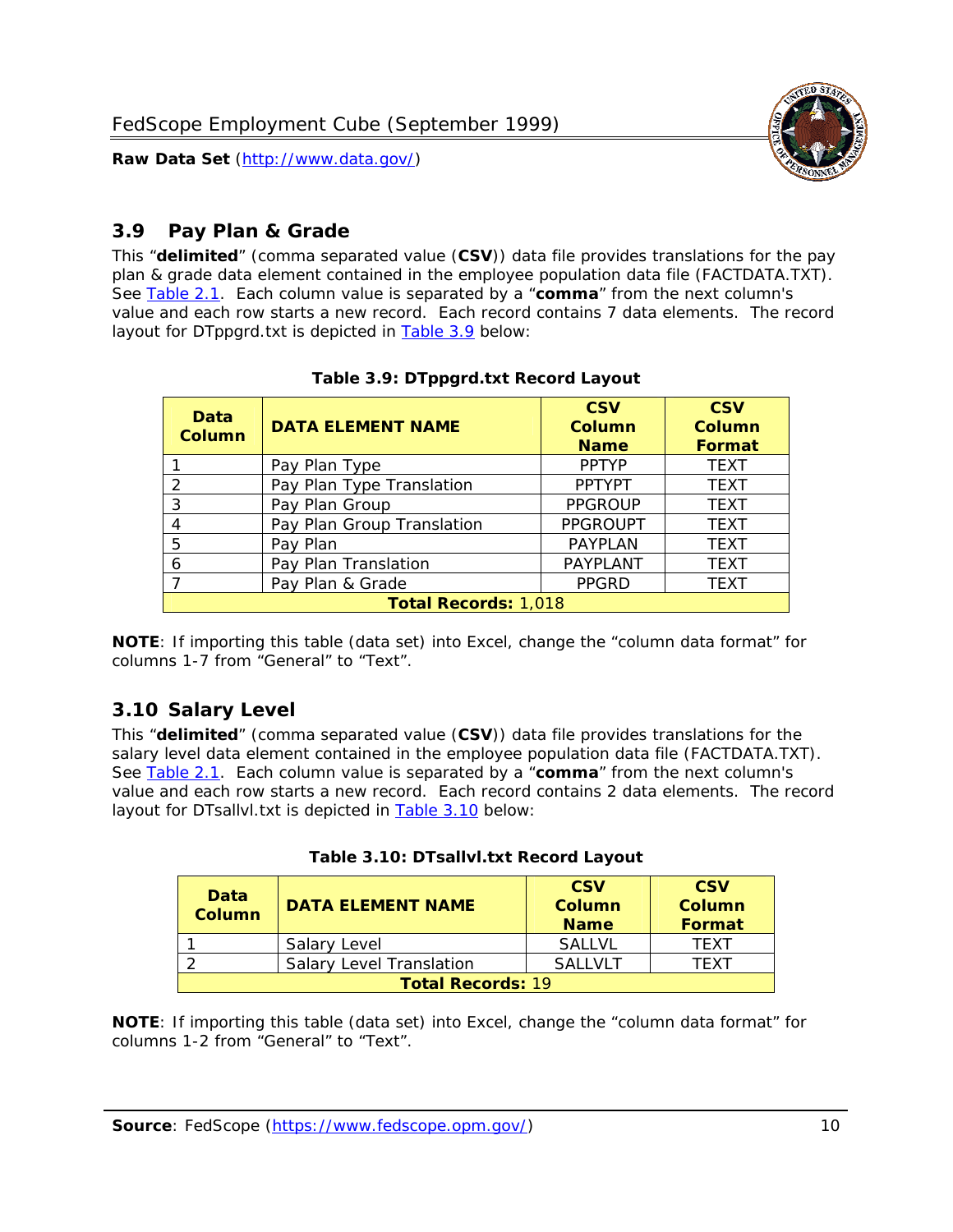## 3.9 Pay Plan & Grade

This "**delimited**" (comma separated value (**CSV**)) data file provides translations for the pay plan & grade data element contained in the employee population data file (FACTDATA.TXT). See Table 2.1. Each column value is separated by a "**comma**" from the next column's value and each row starts a new record. Each record contains 7 data elements. The record layout for DTppgrd.txt is depicted in Table 3.9 below:

**Table 3.9: DTppgrd.txt Record Layout**

| Data Column | DATA ELEMENT NAME | CSV Column Name | CSV Column Format |
|---|---|---|---|
| 1 | Pay Plan Type | PPTYP | TEXT |
| 2 | Pay Plan Type Translation | PPTYPT | TEXT |
| 3 | Pay Plan Group | PPGROUP | TEXT |
| 4 | Pay Plan Group Translation | PPGROUPT | TEXT |
| 5 | Pay Plan | PAYPLAN | TEXT |
| 6 | Pay Plan Translation | PAYPLANT | TEXT |
| 7 | Pay Plan & Grade | PPGRD | TEXT |
| **Total Records:** 1,018 | | | |

**NOTE**: If importing this table (data set) into Excel, change the "column data format" for columns 1-7 from "General" to "Text".

## 3.10 Salary Level

This "**delimited**" (comma separated value (**CSV**)) data file provides translations for the salary level data element contained in the employee population data file (FACTDATA.TXT). See Table 2.1. Each column value is separated by a "**comma**" from the next column's value and each row starts a new record. Each record contains 2 data elements. The record layout for DTsallvl.txt is depicted in Table 3.10 below:

**Table 3.10: DTsallvl.txt Record Layout**

| Data Column | DATA ELEMENT NAME | CSV Column Name | CSV Column Format |
|---|---|---|---|
| 1 | Salary Level | SALLVL | TEXT |
| 2 | Salary Level Translation | SALLVLT | TEXT |
| **Total Records:** 19 | | | |

**NOTE**: If importing this table (data set) into Excel, change the "column data format" for columns 1-2 from "General" to "Text".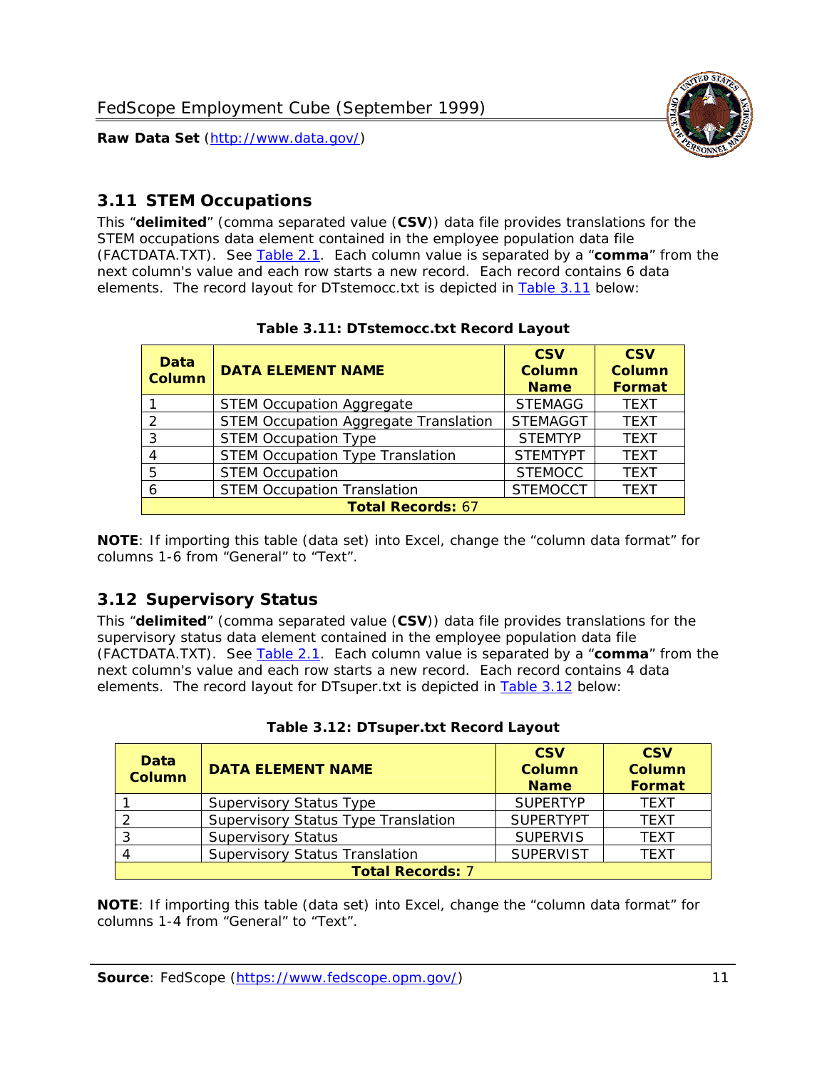## 3.11 STEM Occupations

This "**delimited**" (comma separated value (**CSV**)) data file provides translations for the STEM occupations data element contained in the employee population data file (FACTDATA.TXT). See Table 2.1. Each column value is separated by a "**comma**" from the next column's value and each row starts a new record. Each record contains 6 data elements. The record layout for DTstemocc.txt is depicted in Table 3.11 below:

**Table 3.11: DTstemocc.txt Record Layout**

| Data Column | DATA ELEMENT NAME | CSV Column Name | CSV Column Format |
|---|---|---|---|
| 1 | STEM Occupation Aggregate | STEMAGG | TEXT |
| 2 | STEM Occupation Aggregate Translation | STEMAGGT | TEXT |
| 3 | STEM Occupation Type | STEMTYP | TEXT |
| 4 | STEM Occupation Type Translation | STEMTYPT | TEXT |
| 5 | STEM Occupation | STEMOCC | TEXT |
| 6 | STEM Occupation Translation | STEMOCCT | TEXT |
| **Total Records: 67** | | | |

**NOTE**: If importing this table (data set) into Excel, change the "column data format" for columns 1-6 from "General" to "Text".

## 3.12 Supervisory Status

This "**delimited**" (comma separated value (**CSV**)) data file provides translations for the supervisory status data element contained in the employee population data file (FACTDATA.TXT). See Table 2.1. Each column value is separated by a "**comma**" from the next column's value and each row starts a new record. Each record contains 4 data elements. The record layout for DTsuper.txt is depicted in Table 3.12 below:

**Table 3.12: DTsuper.txt Record Layout**

| Data Column | DATA ELEMENT NAME | CSV Column Name | CSV Column Format |
|---|---|---|---|
| 1 | Supervisory Status Type | SUPERTYP | TEXT |
| 2 | Supervisory Status Type Translation | SUPERTYPT | TEXT |
| 3 | Supervisory Status | SUPERVIS | TEXT |
| 4 | Supervisory Status Translation | SUPERVIST | TEXT |
| **Total Records: 7** | | | |

**NOTE**: If importing this table (data set) into Excel, change the "column data format" for columns 1-4 from "General" to "Text".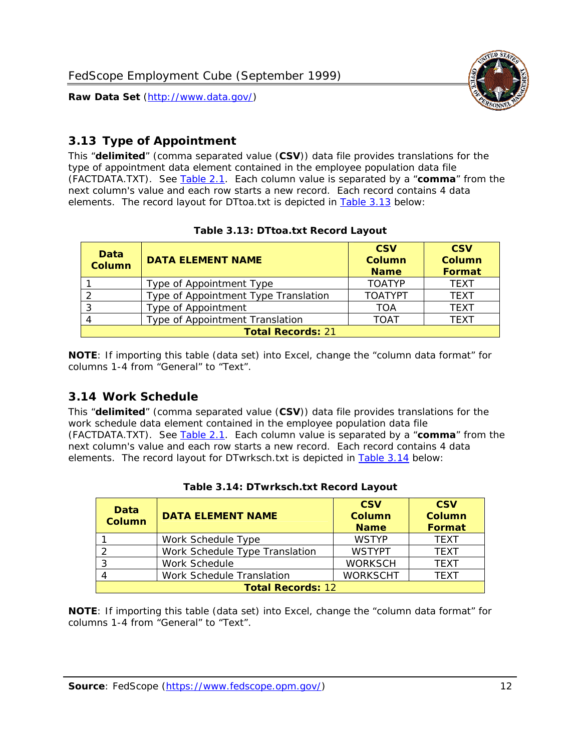## 3.13 Type of Appointment

This "**delimited**" (comma separated value (**CSV**)) data file provides translations for the type of appointment data element contained in the employee population data file (FACTDATA.TXT). See Table 2.1. Each column value is separated by a "**comma**" from the next column's value and each row starts a new record. Each record contains 4 data elements. The record layout for DTtoa.txt is depicted in Table 3.13 below:

**Table 3.13: DTtoa.txt Record Layout**

| Data Column | DATA ELEMENT NAME | CSV Column Name | CSV Column Format |
|---|---|---|---|
| 1 | Type of Appointment Type | TOATYP | TEXT |
| 2 | Type of Appointment Type Translation | TOATYPT | TEXT |
| 3 | Type of Appointment | TOA | TEXT |
| 4 | Type of Appointment Translation | TOAT | TEXT |
| **Total Records:** 21 | | | |

**NOTE**: If importing this table (data set) into Excel, change the "column data format" for columns 1-4 from "General" to "Text".

## 3.14 Work Schedule

This "**delimited**" (comma separated value (**CSV**)) data file provides translations for the work schedule data element contained in the employee population data file (FACTDATA.TXT). See Table 2.1. Each column value is separated by a "**comma**" from the next column's value and each row starts a new record. Each record contains 4 data elements. The record layout for DTwrksch.txt is depicted in Table 3.14 below:

**Table 3.14: DTwrksch.txt Record Layout**

| Data Column | DATA ELEMENT NAME | CSV Column Name | CSV Column Format |
|---|---|---|---|
| 1 | Work Schedule Type | WSTYP | TEXT |
| 2 | Work Schedule Type Translation | WSTYPT | TEXT |
| 3 | Work Schedule | WORKSCH | TEXT |
| 4 | Work Schedule Translation | WORKSCHT | TEXT |
| **Total Records:** 12 | | | |

**NOTE**: If importing this table (data set) into Excel, change the "column data format" for columns 1-4 from "General" to "Text".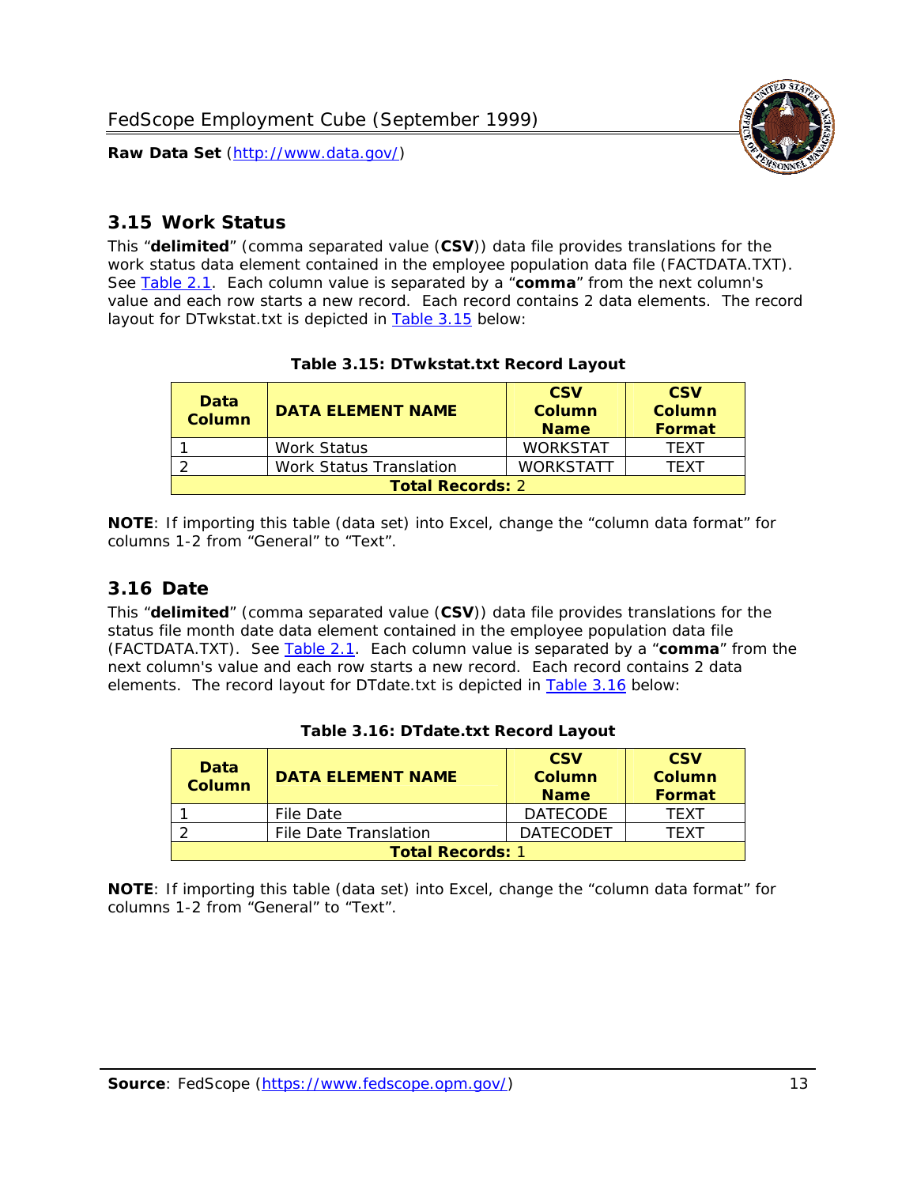## 3.15 Work Status

This "**delimited**" (comma separated value (**CSV**)) data file provides translations for the work status data element contained in the employee population data file (FACTDATA.TXT). See Table 2.1. Each column value is separated by a "**comma**" from the next column's value and each row starts a new record. Each record contains 2 data elements. The record layout for DTwkstat.txt is depicted in Table 3.15 below:

**Table 3.15: DTwkstat.txt Record Layout**

| Data Column | DATA ELEMENT NAME | CSV Column Name | CSV Column Format |
|---|---|---|---|
| 1 | Work Status | WORKSTAT | TEXT |
| 2 | Work Status Translation | WORKSTATT | TEXT |
| **Total Records:** 2 | | | |

**NOTE**: If importing this table (data set) into Excel, change the "column data format" for columns 1-2 from "General" to "Text".

## 3.16 Date

This "**delimited**" (comma separated value (**CSV**)) data file provides translations for the status file month date data element contained in the employee population data file (FACTDATA.TXT). See Table 2.1. Each column value is separated by a "**comma**" from the next column's value and each row starts a new record. Each record contains 2 data elements. The record layout for DTdate.txt is depicted in Table 3.16 below:

**Table 3.16: DTdate.txt Record Layout**

| Data Column | DATA ELEMENT NAME | CSV Column Name | CSV Column Format |
|---|---|---|---|
| 1 | File Date | DATECODE | TEXT |
| 2 | File Date Translation | DATECODET | TEXT |
| **Total Records:** 1 | | | |

**NOTE**: If importing this table (data set) into Excel, change the "column data format" for columns 1-2 from "General" to "Text".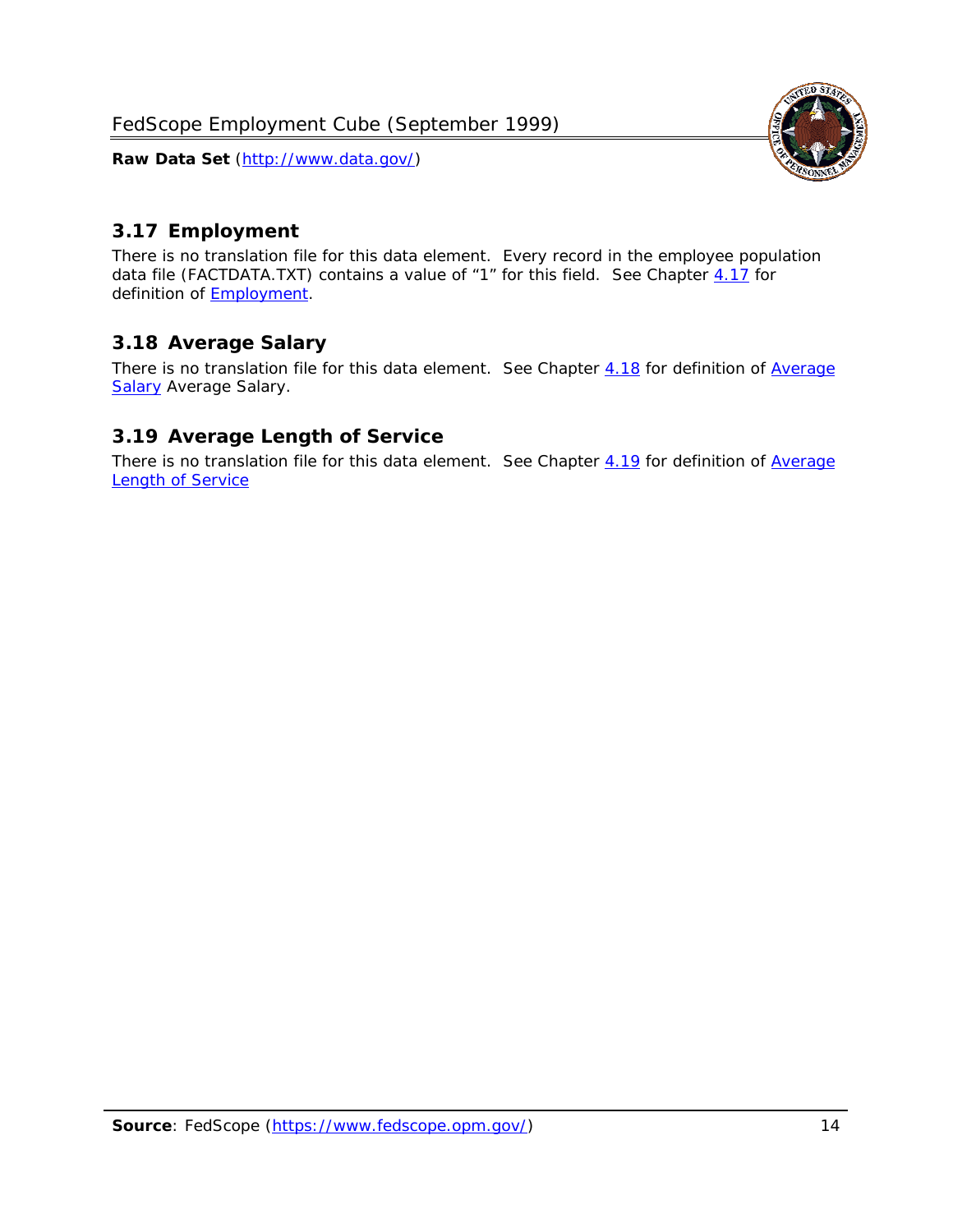## 3.17 Employment

There is no translation file for this data element. Every record in the employee population data file (FACTDATA.TXT) contains a value of "1" for this field. See Chapter 4.17 for definition of Employment.

## 3.18 Average Salary

There is no translation file for this data element. See Chapter 4.18 for definition of Average Salary Average Salary.

## 3.19 Average Length of Service

There is no translation file for this data element. See Chapter 4.19 for definition of Average Length of Service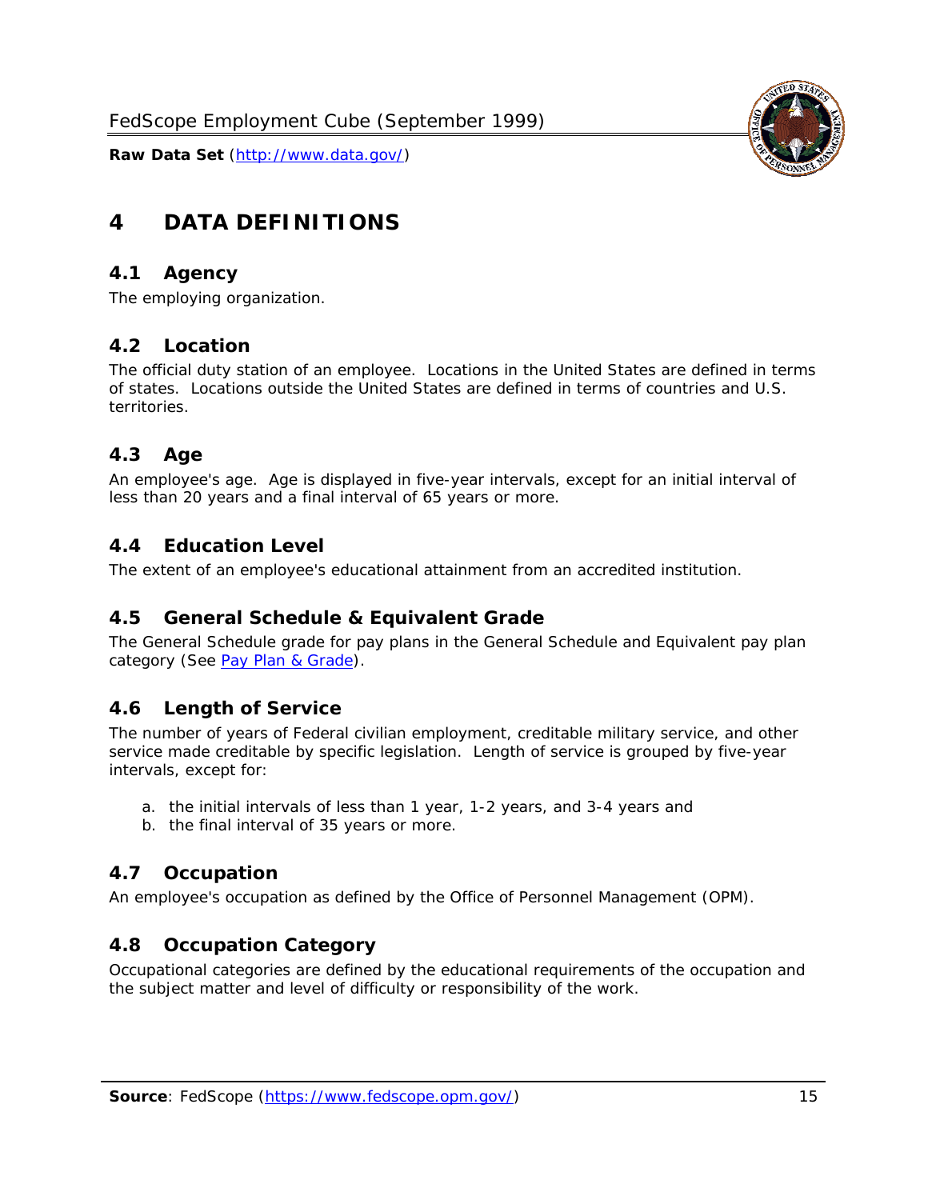# 4 DATA DEFINITIONS

## 4.1 Agency

The employing organization.

## 4.2 Location

The official duty station of an employee. Locations in the United States are defined in terms of states. Locations outside the United States are defined in terms of countries and U.S. territories.

## 4.3 Age

An employee's age. Age is displayed in five-year intervals, except for an initial interval of less than 20 years and a final interval of 65 years or more.

## 4.4 Education Level

The extent of an employee's educational attainment from an accredited institution.

## 4.5 General Schedule & Equivalent Grade

The General Schedule grade for pay plans in the General Schedule and Equivalent pay plan category (See Pay Plan & Grade).

## 4.6 Length of Service

The number of years of Federal civilian employment, creditable military service, and other service made creditable by specific legislation. Length of service is grouped by five-year intervals, except for:

a. the initial intervals of less than 1 year, 1-2 years, and 3-4 years and
b. the final interval of 35 years or more.

## 4.7 Occupation

An employee's occupation as defined by the Office of Personnel Management (OPM).

## 4.8 Occupation Category

Occupational categories are defined by the educational requirements of the occupation and the subject matter and level of difficulty or responsibility of the work.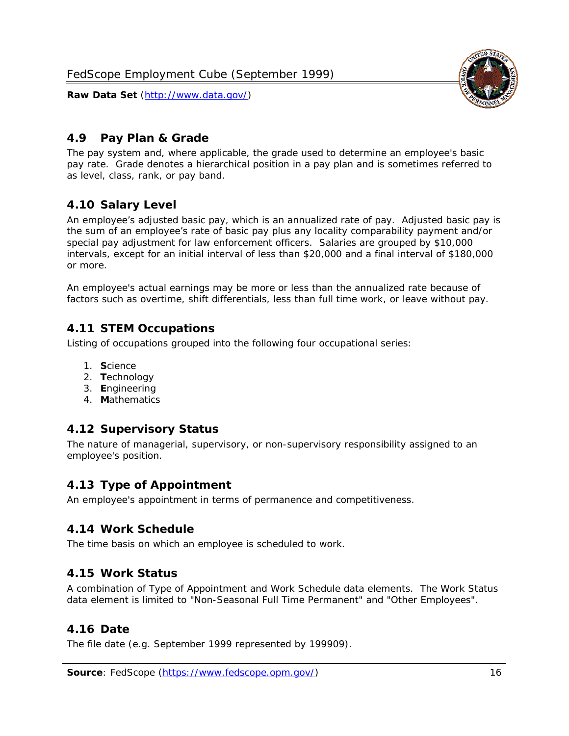## 4.9 Pay Plan & Grade

The pay system and, where applicable, the grade used to determine an employee's basic pay rate. Grade denotes a hierarchical position in a pay plan and is sometimes referred to as level, class, rank, or pay band.

## 4.10 Salary Level

An employee's adjusted basic pay, which is an annualized rate of pay. Adjusted basic pay is the sum of an employee's rate of basic pay plus any locality comparability payment and/or special pay adjustment for law enforcement officers. Salaries are grouped by $10,000 intervals, except for an initial interval of less than $20,000 and a final interval of $180,000 or more.

An employee's actual earnings may be more or less than the annualized rate because of factors such as overtime, shift differentials, less than full time work, or leave without pay.

## 4.11 STEM Occupations

Listing of occupations grouped into the following four occupational series:

1. **S**cience
2. **T**echnology
3. **E**ngineering
4. **M**athematics

## 4.12 Supervisory Status

The nature of managerial, supervisory, or non-supervisory responsibility assigned to an employee's position.

## 4.13 Type of Appointment

An employee's appointment in terms of permanence and competitiveness.

## 4.14 Work Schedule

The time basis on which an employee is scheduled to work.

## 4.15 Work Status

A combination of Type of Appointment and Work Schedule data elements. The Work Status data element is limited to "Non-Seasonal Full Time Permanent" and "Other Employees".

## 4.16 Date

The file date (e.g. September 1999 represented by 199909).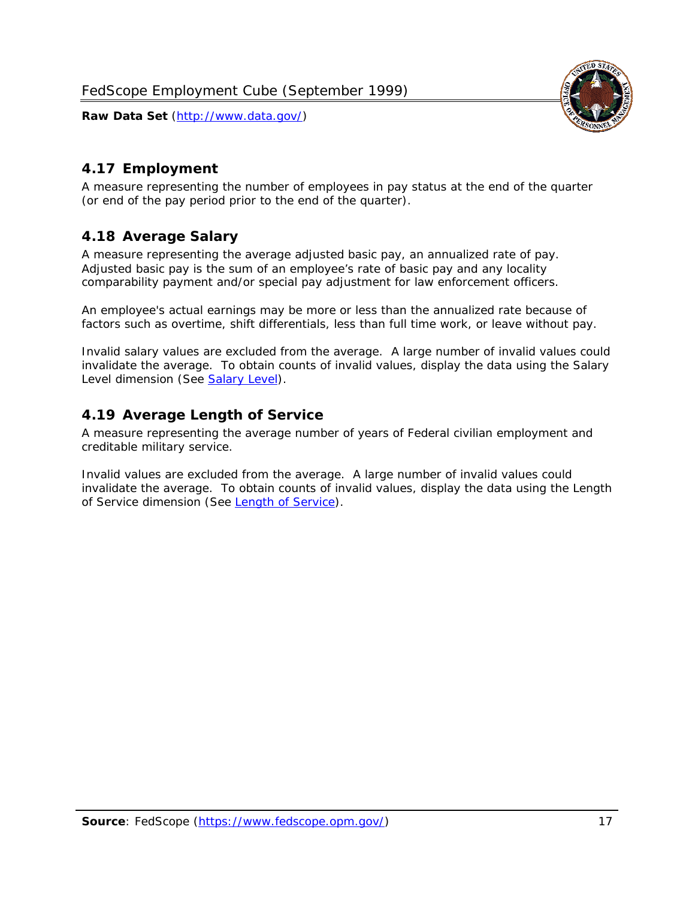## 4.17 Employment

A measure representing the number of employees in pay status at the end of the quarter (or end of the pay period prior to the end of the quarter).

## 4.18 Average Salary

A measure representing the average adjusted basic pay, an annualized rate of pay. Adjusted basic pay is the sum of an employee's rate of basic pay and any locality comparability payment and/or special pay adjustment for law enforcement officers.

An employee's actual earnings may be more or less than the annualized rate because of factors such as overtime, shift differentials, less than full time work, or leave without pay.

Invalid salary values are excluded from the average. A large number of invalid values could invalidate the average. To obtain counts of invalid values, display the data using the Salary Level dimension (See Salary Level).

## 4.19 Average Length of Service

A measure representing the average number of years of Federal civilian employment and creditable military service.

Invalid values are excluded from the average. A large number of invalid values could invalidate the average. To obtain counts of invalid values, display the data using the Length of Service dimension (See Length of Service).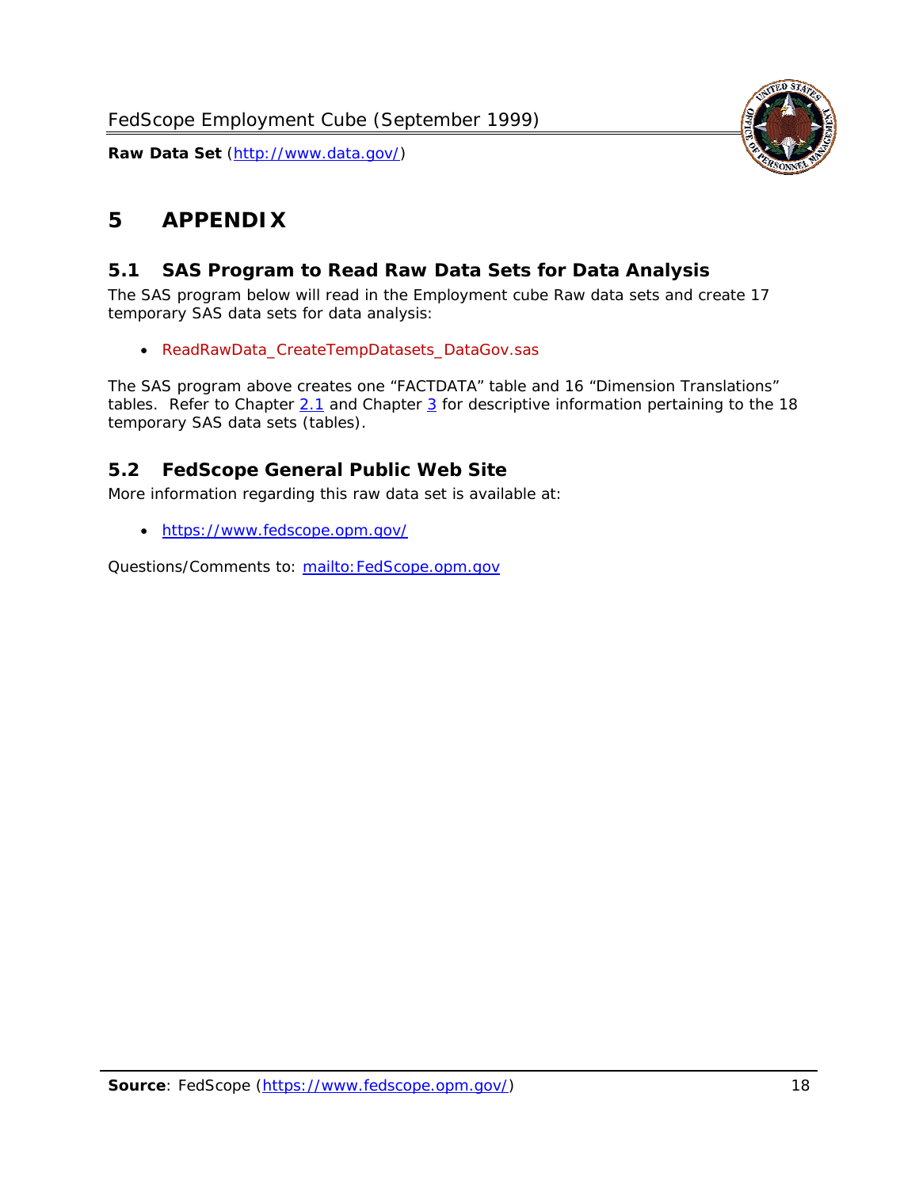# 5 APPENDIX

## 5.1 SAS Program to Read Raw Data Sets for Data Analysis

The SAS program below will read in the Employment cube Raw data sets and create 17 temporary SAS data sets for data analysis:

- ReadRawData_CreateTempDatasets_DataGov.sas

The SAS program above creates one "FACTDATA" table and 16 "Dimension Translations" tables. Refer to Chapter 2.1 and Chapter 3 for descriptive information pertaining to the 18 temporary SAS data sets (tables).

## 5.2 FedScope General Public Web Site

More information regarding this raw data set is available at:

- https://www.fedscope.opm.gov/

Questions/Comments to: mailto:FedScope.opm.gov